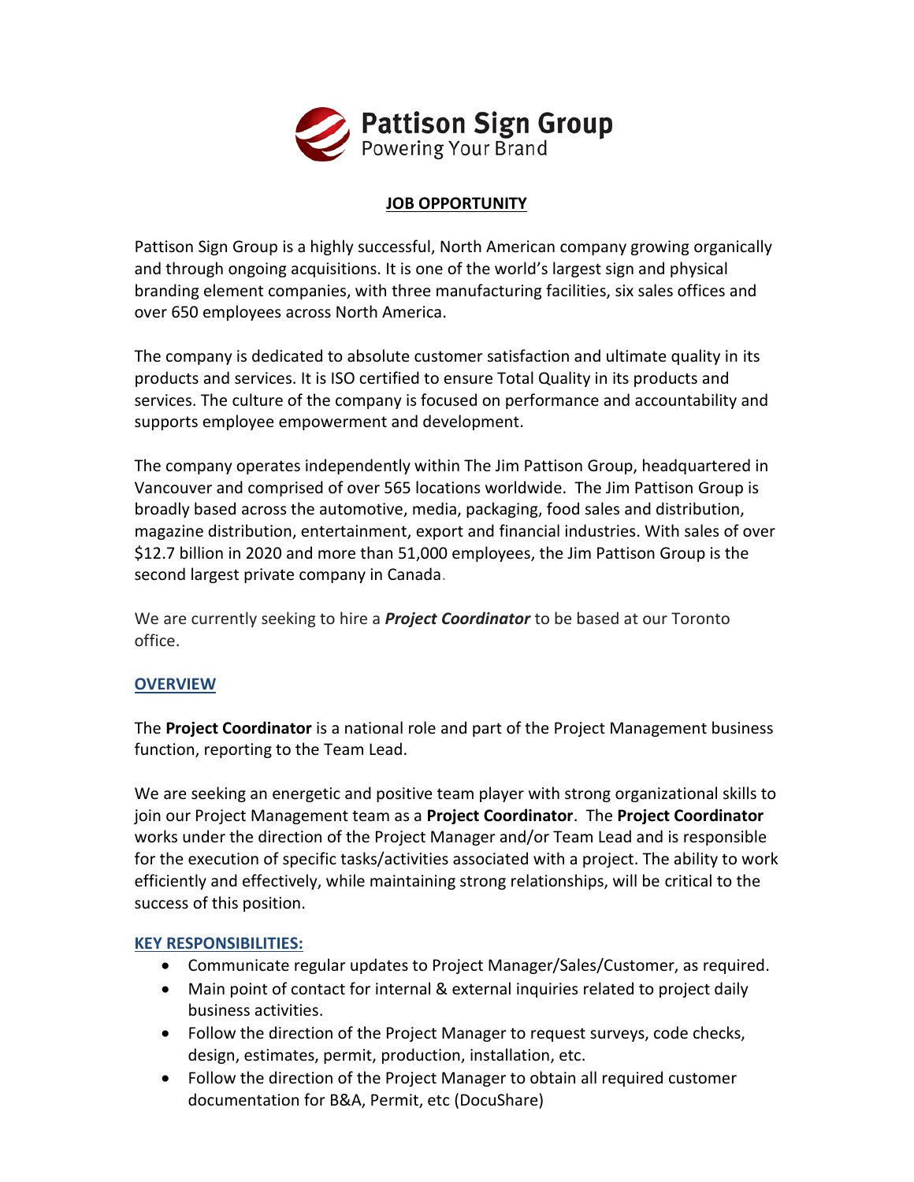Pattison Sign Group
Powering Your Brand

## JOB OPPORTUNITY

Pattison Sign Group is a highly successful, North American company growing organically and through ongoing acquisitions. It is one of the world's largest sign and physical branding element companies, with three manufacturing facilities, six sales offices and over 650 employees across North America.

The company is dedicated to absolute customer satisfaction and ultimate quality in its products and services. It is ISO certified to ensure Total Quality in its products and services. The culture of the company is focused on performance and accountability and supports employee empowerment and development.

The company operates independently within The Jim Pattison Group, headquartered in Vancouver and comprised of over 565 locations worldwide. The Jim Pattison Group is broadly based across the automotive, media, packaging, food sales and distribution, magazine distribution, entertainment, export and financial industries. With sales of over $12.7 billion in 2020 and more than 51,000 employees, the Jim Pattison Group is the second largest private company in Canada.

We are currently seeking to hire a ***Project Coordinator*** to be based at our Toronto office.

### OVERVIEW

The **Project Coordinator** is a national role and part of the Project Management business function, reporting to the Team Lead.

We are seeking an energetic and positive team player with strong organizational skills to join our Project Management team as a **Project Coordinator**. The **Project Coordinator** works under the direction of the Project Manager and/or Team Lead and is responsible for the execution of specific tasks/activities associated with a project. The ability to work efficiently and effectively, while maintaining strong relationships, will be critical to the success of this position.

### KEY RESPONSIBILITIES:

- Communicate regular updates to Project Manager/Sales/Customer, as required.
- Main point of contact for internal & external inquiries related to project daily business activities.
- Follow the direction of the Project Manager to request surveys, code checks, design, estimates, permit, production, installation, etc.
- Follow the direction of the Project Manager to obtain all required customer documentation for B&A, Permit, etc (DocuShare)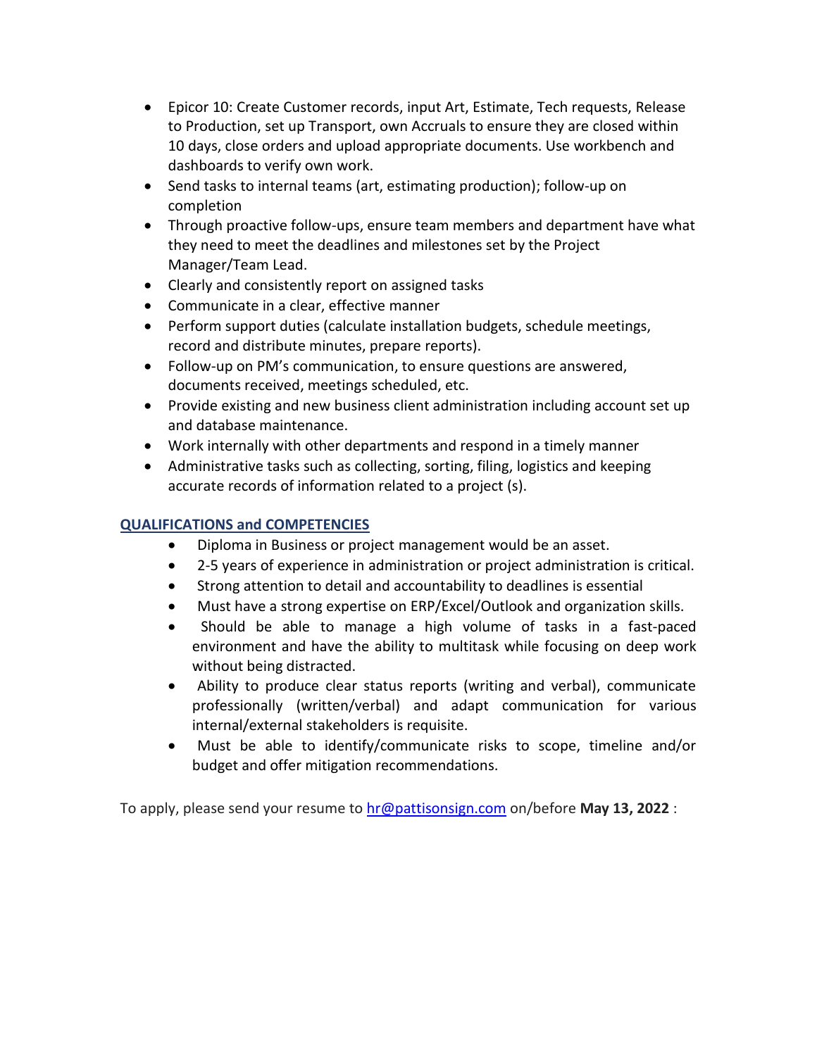- Epicor 10: Create Customer records, input Art, Estimate, Tech requests, Release to Production, set up Transport, own Accruals to ensure they are closed within 10 days, close orders and upload appropriate documents. Use workbench and dashboards to verify own work.
- Send tasks to internal teams (art, estimating production); follow-up on completion
- Through proactive follow-ups, ensure team members and department have what they need to meet the deadlines and milestones set by the Project Manager/Team Lead.
- Clearly and consistently report on assigned tasks
- Communicate in a clear, effective manner
- Perform support duties (calculate installation budgets, schedule meetings, record and distribute minutes, prepare reports).
- Follow-up on PM's communication, to ensure questions are answered, documents received, meetings scheduled, etc.
- Provide existing and new business client administration including account set up and database maintenance.
- Work internally with other departments and respond in a timely manner
- Administrative tasks such as collecting, sorting, filing, logistics and keeping accurate records of information related to a project (s).

## QUALIFICATIONS and COMPETENCIES

- Diploma in Business or project management would be an asset.
- 2-5 years of experience in administration or project administration is critical.
- Strong attention to detail and accountability to deadlines is essential
- Must have a strong expertise on ERP/Excel/Outlook and organization skills.
- Should be able to manage a high volume of tasks in a fast-paced environment and have the ability to multitask while focusing on deep work without being distracted.
- Ability to produce clear status reports (writing and verbal), communicate professionally (written/verbal) and adapt communication for various internal/external stakeholders is requisite.
- Must be able to identify/communicate risks to scope, timeline and/or budget and offer mitigation recommendations.

To apply, please send your resume to hr@pattisonsign.com on/before **May 13, 2022** :